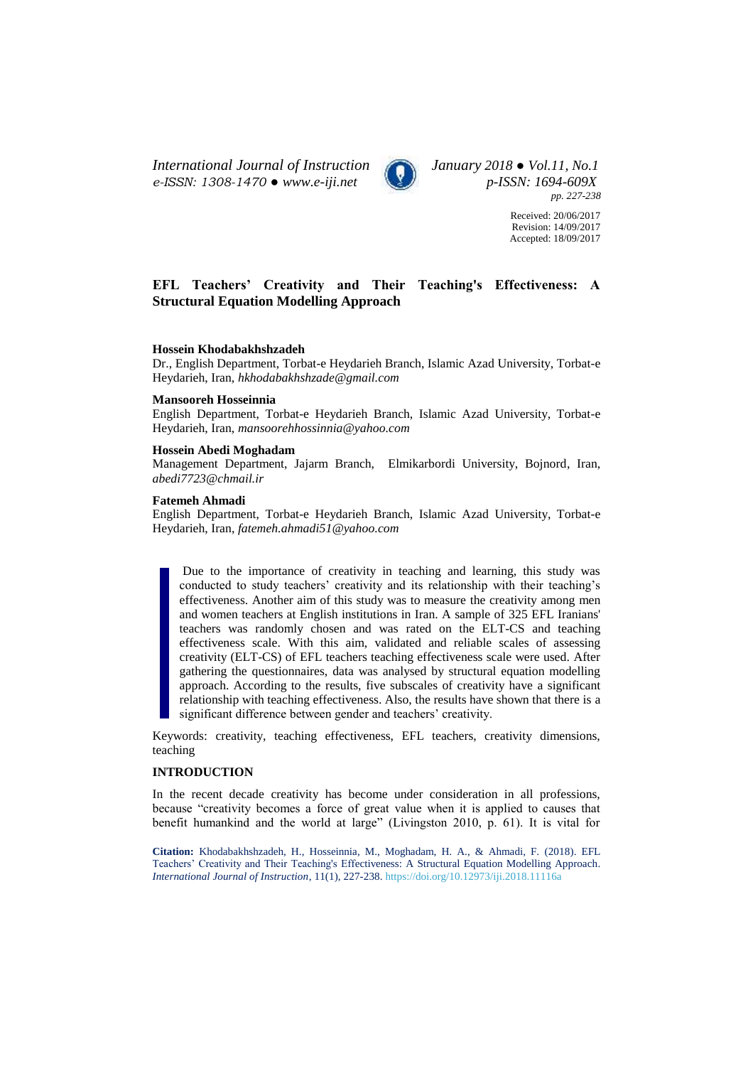Received: 20/06/2017
Revision: 14/09/2017
Accepted: 18/09/2017

# EFL Teachers' Creativity and Their Teaching's Effectiveness: A Structural Equation Modelling Approach

**Hossein Khodabakhshzadeh**
Dr., English Department, Torbat-e Heydarieh Branch, Islamic Azad University, Torbat-e Heydarieh, Iran, *hkhodabakhshzade@gmail.com*

**Mansooreh Hosseinnia**
English Department, Torbat-e Heydarieh Branch, Islamic Azad University, Torbat-e Heydarieh, Iran, *mansoorehhossinnia@yahoo.com*

**Hossein Abedi Moghadam**
Management Department, Jajarm Branch, Elmikarbordi University, Bojnord, Iran, *abedi7723@chmail.ir*

**Fatemeh Ahmadi**
English Department, Torbat-e Heydarieh Branch, Islamic Azad University, Torbat-e Heydarieh, Iran, *fatemeh.ahmadi51@yahoo.com*

> Due to the importance of creativity in teaching and learning, this study was conducted to study teachers' creativity and its relationship with their teaching's effectiveness. Another aim of this study was to measure the creativity among men and women teachers at English institutions in Iran. A sample of 325 EFL Iranians' teachers was randomly chosen and was rated on the ELT-CS and teaching effectiveness scale. With this aim, validated and reliable scales of assessing creativity (ELT-CS) of EFL teachers teaching effectiveness scale were used. After gathering the questionnaires, data was analysed by structural equation modelling approach. According to the results, five subscales of creativity have a significant relationship with teaching effectiveness. Also, the results have shown that there is a significant difference between gender and teachers' creativity.

Keywords: creativity, teaching effectiveness, EFL teachers, creativity dimensions, teaching

## INTRODUCTION

In the recent decade creativity has become under consideration in all professions, because "creativity becomes a force of great value when it is applied to causes that benefit humankind and the world at large" (Livingston 2010, p. 61). It is vital for

**Citation:** Khodabakhshzadeh, H., Hosseinnia, M., Moghadam, H. A., & Ahmadi, F. (2018). EFL Teachers' Creativity and Their Teaching's Effectiveness: A Structural Equation Modelling Approach. *International Journal of Instruction*, 11(1), 227-238. https://doi.org/10.12973/iji.2018.11116a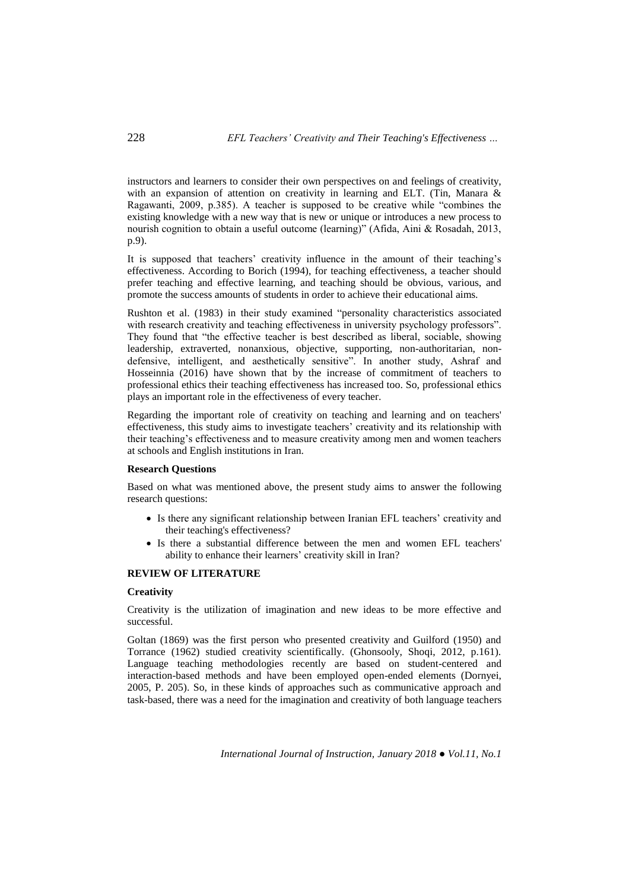instructors and learners to consider their own perspectives on and feelings of creativity, with an expansion of attention on creativity in learning and ELT. (Tin, Manara & Ragawanti, 2009, p.385). A teacher is supposed to be creative while "combines the existing knowledge with a new way that is new or unique or introduces a new process to nourish cognition to obtain a useful outcome (learning)" (Afida, Aini & Rosadah, 2013, p.9).

It is supposed that teachers' creativity influence in the amount of their teaching's effectiveness. According to Borich (1994), for teaching effectiveness, a teacher should prefer teaching and effective learning, and teaching should be obvious, various, and promote the success amounts of students in order to achieve their educational aims.

Rushton et al. (1983) in their study examined "personality characteristics associated with research creativity and teaching effectiveness in university psychology professors". They found that "the effective teacher is best described as liberal, sociable, showing leadership, extraverted, nonanxious, objective, supporting, non-authoritarian, non-defensive, intelligent, and aesthetically sensitive". In another study, Ashraf and Hosseinnia (2016) have shown that by the increase of commitment of teachers to professional ethics their teaching effectiveness has increased too. So, professional ethics plays an important role in the effectiveness of every teacher.

Regarding the important role of creativity on teaching and learning and on teachers' effectiveness, this study aims to investigate teachers' creativity and its relationship with their teaching's effectiveness and to measure creativity among men and women teachers at schools and English institutions in Iran.

### Research Questions

Based on what was mentioned above, the present study aims to answer the following research questions:

- Is there any significant relationship between Iranian EFL teachers' creativity and their teaching's effectiveness?
- Is there a substantial difference between the men and women EFL teachers' ability to enhance their learners' creativity skill in Iran?

## REVIEW OF LITERATURE

### Creativity

Creativity is the utilization of imagination and new ideas to be more effective and successful.

Goltan (1869) was the first person who presented creativity and Guilford (1950) and Torrance (1962) studied creativity scientifically. (Ghonsooly, Shoqi, 2012, p.161). Language teaching methodologies recently are based on student-centered and interaction-based methods and have been employed open-ended elements (Dornyei, 2005, P. 205). So, in these kinds of approaches such as communicative approach and task-based, there was a need for the imagination and creativity of both language teachers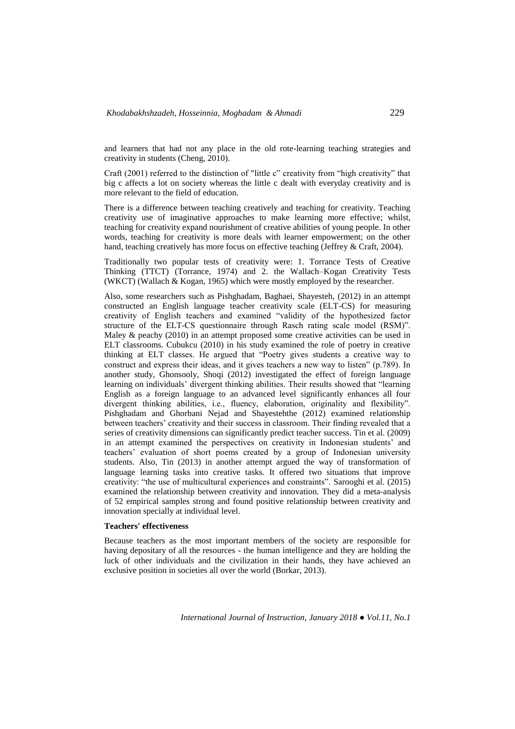and learners that had not any place in the old rote-learning teaching strategies and creativity in students (Cheng, 2010).

Craft (2001) referred to the distinction of "little c" creativity from "high creativity" that big c affects a lot on society whereas the little c dealt with everyday creativity and is more relevant to the field of education.

There is a difference between teaching creatively and teaching for creativity. Teaching creativity use of imaginative approaches to make learning more effective; whilst, teaching for creativity expand nourishment of creative abilities of young people. In other words, teaching for creativity is more deals with learner empowerment; on the other hand, teaching creatively has more focus on effective teaching (Jeffrey & Craft, 2004).

Traditionally two popular tests of creativity were: 1. Torrance Tests of Creative Thinking (TTCT) (Torrance, 1974) and 2. the Wallach–Kogan Creativity Tests (WKCT) (Wallach & Kogan, 1965) which were mostly employed by the researcher.

Also, some researchers such as Pishghadam, Baghaei, Shayesteh, (2012) in an attempt constructed an English language teacher creativity scale (ELT-CS) for measuring creativity of English teachers and examined "validity of the hypothesized factor structure of the ELT-CS questionnaire through Rasch rating scale model (RSM)". Maley & peachy (2010) in an attempt proposed some creative activities can be used in ELT classrooms. Cubukcu (2010) in his study examined the role of poetry in creative thinking at ELT classes. He argued that "Poetry gives students a creative way to construct and express their ideas, and it gives teachers a new way to listen" (p.789). In another study, Ghonsooly, Shoqi (2012) investigated the effect of foreign language learning on individuals' divergent thinking abilities. Their results showed that "learning English as a foreign language to an advanced level significantly enhances all four divergent thinking abilities, i.e., fluency, elaboration, originality and flexibility". Pishghadam and Ghorbani Nejad and Shayestehthe (2012) examined relationship between teachers' creativity and their success in classroom. Their finding revealed that a series of creativity dimensions can significantly predict teacher success. Tin et al. (2009) in an attempt examined the perspectives on creativity in Indonesian students' and teachers' evaluation of short poems created by a group of Indonesian university students. Also, Tin (2013) in another attempt argued the way of transformation of language learning tasks into creative tasks. It offered two situations that improve creativity: "the use of multicultural experiences and constraints". Sarooghi et al. (2015) examined the relationship between creativity and innovation. They did a meta-analysis of 52 empirical samples strong and found positive relationship between creativity and innovation specially at individual level.

**Teachers' effectiveness**

Because teachers as the most important members of the society are responsible for having depositary of all the resources - the human intelligence and they are holding the luck of other individuals and the civilization in their hands, they have achieved an exclusive position in societies all over the world (Borkar, 2013).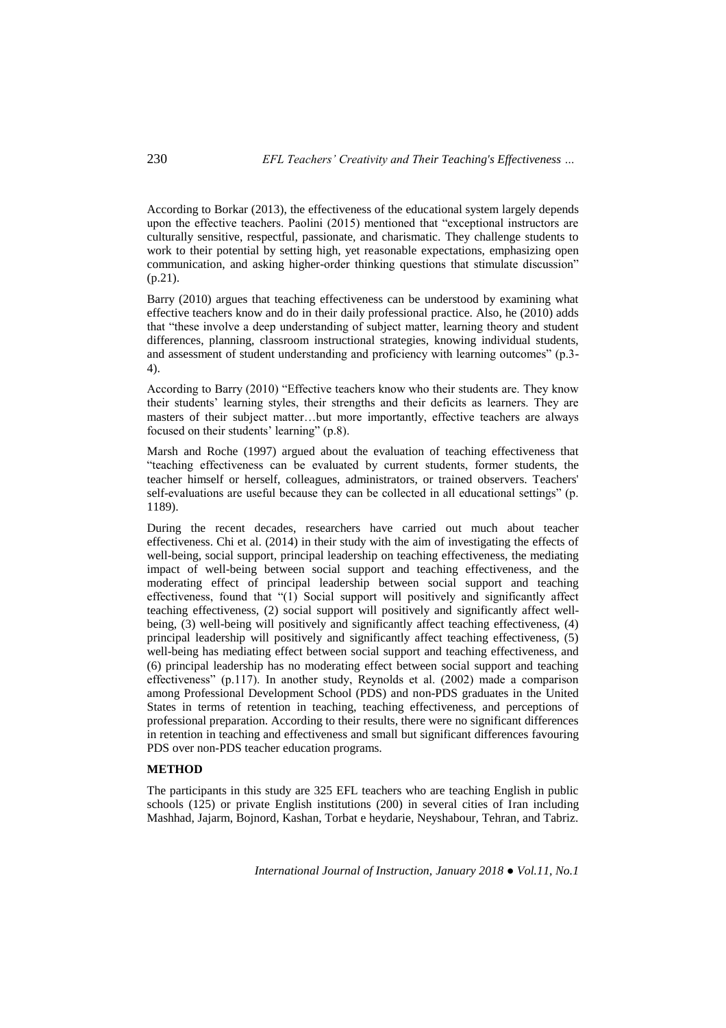According to Borkar (2013), the effectiveness of the educational system largely depends upon the effective teachers. Paolini (2015) mentioned that "exceptional instructors are culturally sensitive, respectful, passionate, and charismatic. They challenge students to work to their potential by setting high, yet reasonable expectations, emphasizing open communication, and asking higher-order thinking questions that stimulate discussion" (p.21).

Barry (2010) argues that teaching effectiveness can be understood by examining what effective teachers know and do in their daily professional practice. Also, he (2010) adds that "these involve a deep understanding of subject matter, learning theory and student differences, planning, classroom instructional strategies, knowing individual students, and assessment of student understanding and proficiency with learning outcomes" (p.3-4).

According to Barry (2010) "Effective teachers know who their students are. They know their students' learning styles, their strengths and their deficits as learners. They are masters of their subject matter…but more importantly, effective teachers are always focused on their students' learning" (p.8).

Marsh and Roche (1997) argued about the evaluation of teaching effectiveness that "teaching effectiveness can be evaluated by current students, former students, the teacher himself or herself, colleagues, administrators, or trained observers. Teachers' self-evaluations are useful because they can be collected in all educational settings" (p. 1189).

During the recent decades, researchers have carried out much about teacher effectiveness. Chi et al. (2014) in their study with the aim of investigating the effects of well-being, social support, principal leadership on teaching effectiveness, the mediating impact of well-being between social support and teaching effectiveness, and the moderating effect of principal leadership between social support and teaching effectiveness, found that "(1) Social support will positively and significantly affect teaching effectiveness, (2) social support will positively and significantly affect well-being, (3) well-being will positively and significantly affect teaching effectiveness, (4) principal leadership will positively and significantly affect teaching effectiveness, (5) well-being has mediating effect between social support and teaching effectiveness, and (6) principal leadership has no moderating effect between social support and teaching effectiveness" (p.117). In another study, Reynolds et al. (2002) made a comparison among Professional Development School (PDS) and non-PDS graduates in the United States in terms of retention in teaching, teaching effectiveness, and perceptions of professional preparation. According to their results, there were no significant differences in retention in teaching and effectiveness and small but significant differences favouring PDS over non-PDS teacher education programs.

## METHOD

The participants in this study are 325 EFL teachers who are teaching English in public schools (125) or private English institutions (200) in several cities of Iran including Mashhad, Jajarm, Bojnord, Kashan, Torbat e heydarie, Neyshabour, Tehran, and Tabriz.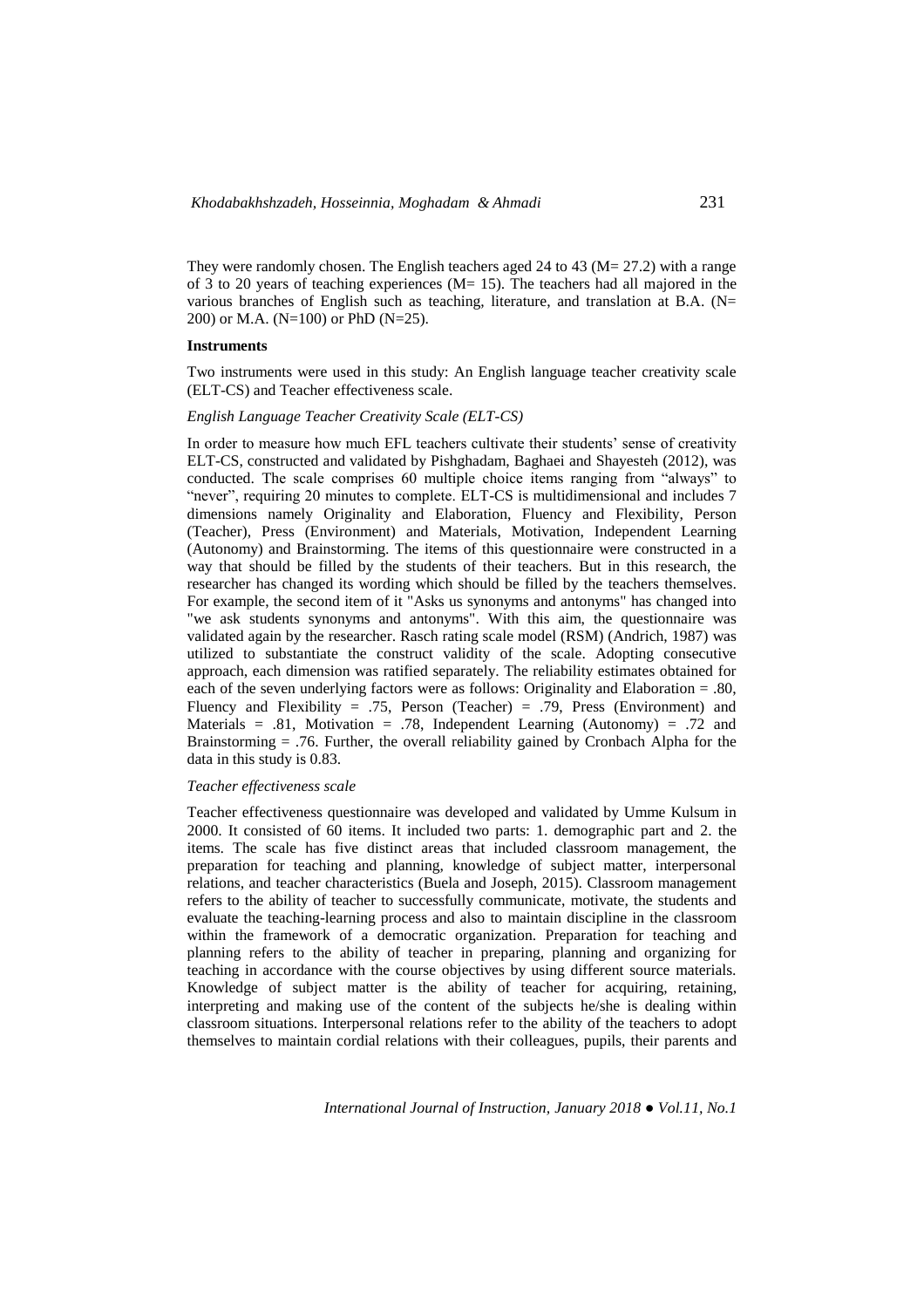They were randomly chosen. The English teachers aged 24 to 43 (M= 27.2) with a range of 3 to 20 years of teaching experiences (M= 15). The teachers had all majored in the various branches of English such as teaching, literature, and translation at B.A. (N= 200) or M.A. (N=100) or PhD (N=25).

### Instruments

Two instruments were used in this study: An English language teacher creativity scale (ELT-CS) and Teacher effectiveness scale.

#### *English Language Teacher Creativity Scale (ELT-CS)*

In order to measure how much EFL teachers cultivate their students' sense of creativity ELT-CS, constructed and validated by Pishghadam, Baghaei and Shayesteh (2012), was conducted. The scale comprises 60 multiple choice items ranging from "always" to "never", requiring 20 minutes to complete. ELT-CS is multidimensional and includes 7 dimensions namely Originality and Elaboration, Fluency and Flexibility, Person (Teacher), Press (Environment) and Materials, Motivation, Independent Learning (Autonomy) and Brainstorming. The items of this questionnaire were constructed in a way that should be filled by the students of their teachers. But in this research, the researcher has changed its wording which should be filled by the teachers themselves. For example, the second item of it "Asks us synonyms and antonyms" has changed into "we ask students synonyms and antonyms". With this aim, the questionnaire was validated again by the researcher. Rasch rating scale model (RSM) (Andrich, 1987) was utilized to substantiate the construct validity of the scale. Adopting consecutive approach, each dimension was ratified separately. The reliability estimates obtained for each of the seven underlying factors were as follows: Originality and Elaboration = .80, Fluency and Flexibility = .75, Person (Teacher) = .79, Press (Environment) and Materials = .81, Motivation = .78, Independent Learning (Autonomy) = .72 and Brainstorming = .76. Further, the overall reliability gained by Cronbach Alpha for the data in this study is 0.83.

#### *Teacher effectiveness scale*

Teacher effectiveness questionnaire was developed and validated by Umme Kulsum in 2000. It consisted of 60 items. It included two parts: 1. demographic part and 2. the items. The scale has five distinct areas that included classroom management, the preparation for teaching and planning, knowledge of subject matter, interpersonal relations, and teacher characteristics (Buela and Joseph, 2015). Classroom management refers to the ability of teacher to successfully communicate, motivate, the students and evaluate the teaching-learning process and also to maintain discipline in the classroom within the framework of a democratic organization. Preparation for teaching and planning refers to the ability of teacher in preparing, planning and organizing for teaching in accordance with the course objectives by using different source materials. Knowledge of subject matter is the ability of teacher for acquiring, retaining, interpreting and making use of the content of the subjects he/she is dealing within classroom situations. Interpersonal relations refer to the ability of the teachers to adopt themselves to maintain cordial relations with their colleagues, pupils, their parents and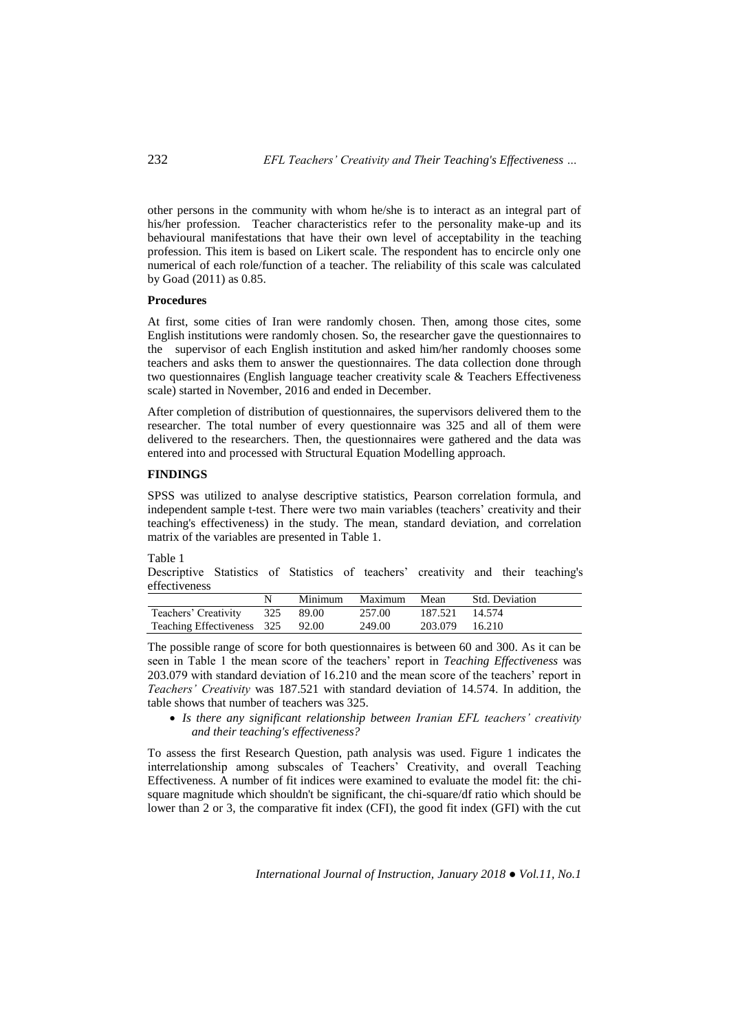other persons in the community with whom he/she is to interact as an integral part of his/her profession. Teacher characteristics refer to the personality make-up and its behavioural manifestations that have their own level of acceptability in the teaching profession. This item is based on Likert scale. The respondent has to encircle only one numerical of each role/function of a teacher. The reliability of this scale was calculated by Goad (2011) as 0.85.

**Procedures**

At first, some cities of Iran were randomly chosen. Then, among those cites, some English institutions were randomly chosen. So, the researcher gave the questionnaires to the supervisor of each English institution and asked him/her randomly chooses some teachers and asks them to answer the questionnaires. The data collection done through two questionnaires (English language teacher creativity scale & Teachers Effectiveness scale) started in November, 2016 and ended in December.

After completion of distribution of questionnaires, the supervisors delivered them to the researcher. The total number of every questionnaire was 325 and all of them were delivered to the researchers. Then, the questionnaires were gathered and the data was entered into and processed with Structural Equation Modelling approach.

## FINDINGS

SPSS was utilized to analyse descriptive statistics, Pearson correlation formula, and independent sample t-test. There were two main variables (teachers' creativity and their teaching's effectiveness) in the study. The mean, standard deviation, and correlation matrix of the variables are presented in Table 1.

Table 1
Descriptive Statistics of Statistics of teachers' creativity and their teaching's effectiveness

| | N | Minimum | Maximum | Mean | Std. Deviation |
|---|---|---|---|---|---|
| Teachers' Creativity | 325 | 89.00 | 257.00 | 187.521 | 14.574 |
| Teaching Effectiveness | 325 | 92.00 | 249.00 | 203.079 | 16.210 |

The possible range of score for both questionnaires is between 60 and 300. As it can be seen in Table 1 the mean score of the teachers' report in *Teaching Effectiveness* was 203.079 with standard deviation of 16.210 and the mean score of the teachers' report in *Teachers' Creativity* was 187.521 with standard deviation of 14.574. In addition, the table shows that number of teachers was 325.

- *Is there any significant relationship between Iranian EFL teachers' creativity and their teaching's effectiveness?*

To assess the first Research Question, path analysis was used. Figure 1 indicates the interrelationship among subscales of Teachers' Creativity, and overall Teaching Effectiveness. A number of fit indices were examined to evaluate the model fit: the chi-square magnitude which shouldn't be significant, the chi-square/df ratio which should be lower than 2 or 3, the comparative fit index (CFI), the good fit index (GFI) with the cut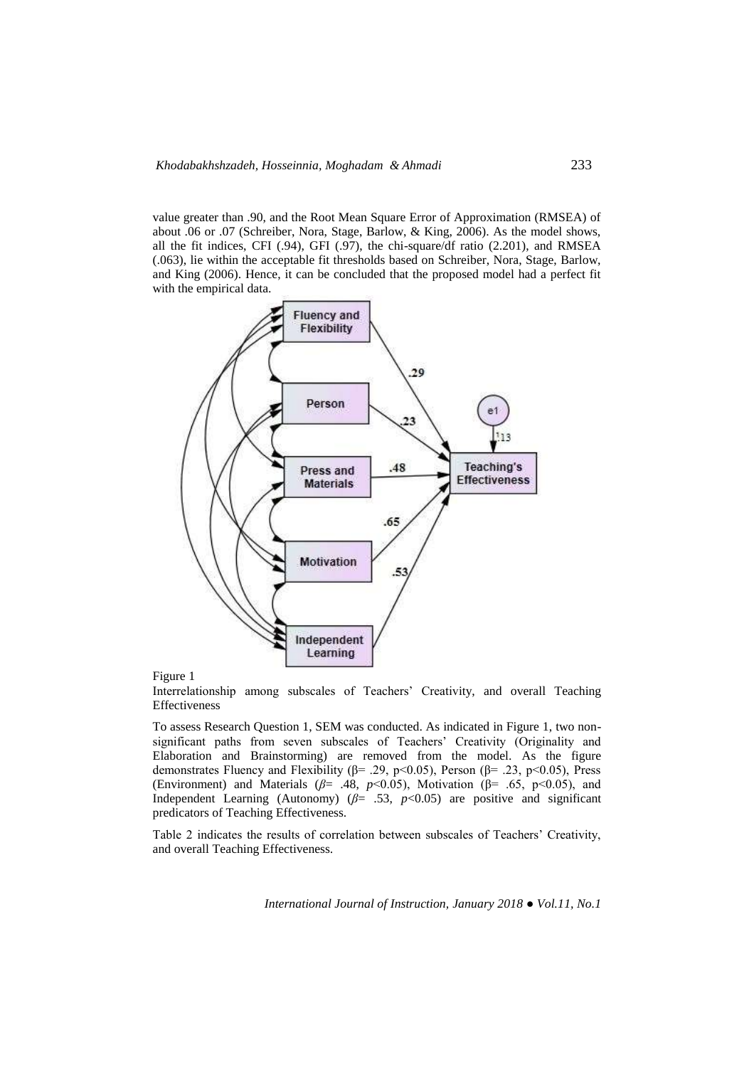value greater than .90, and the Root Mean Square Error of Approximation (RMSEA) of about .06 or .07 (Schreiber, Nora, Stage, Barlow, & King, 2006). As the model shows, all the fit indices, CFI (.94), GFI (.97), the chi-square/df ratio (2.201), and RMSEA (.063), lie within the acceptable fit thresholds based on Schreiber, Nora, Stage, Barlow, and King (2006). Hence, it can be concluded that the proposed model had a perfect fit with the empirical data.

Figure 1
Interrelationship among subscales of Teachers' Creativity, and overall Teaching Effectiveness

To assess Research Question 1, SEM was conducted. As indicated in Figure 1, two non-significant paths from seven subscales of Teachers' Creativity (Originality and Elaboration and Brainstorming) are removed from the model. As the figure demonstrates Fluency and Flexibility (β= .29, $p<0.05$), Person (β= .23, $p<0.05$), Press (Environment) and Materials (*β*= .48, $p<0.05$), Motivation (β= .65, $p<0.05$), and Independent Learning (Autonomy) (*β*= .53, $p<0.05$) are positive and significant predicators of Teaching Effectiveness.

Table 2 indicates the results of correlation between subscales of Teachers' Creativity, and overall Teaching Effectiveness.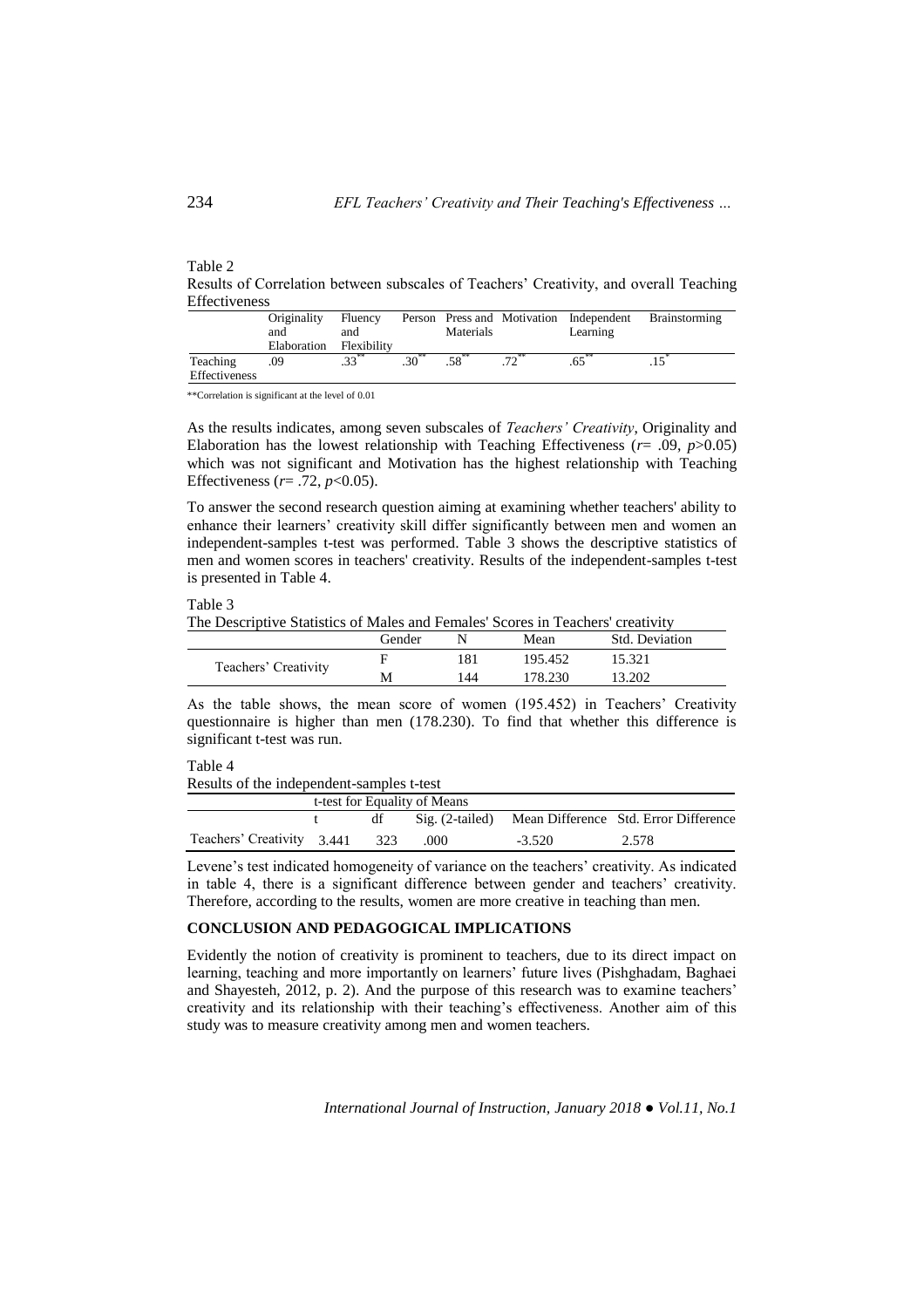Table 2

Results of Correlation between subscales of Teachers' Creativity, and overall Teaching Effectiveness

| | Originality and Elaboration | Fluency and Flexibility | Person | Press and Materials | Motivation | Independent Learning | Brainstorming |
|---|---|---|---|---|---|---|---|
| Teaching Effectiveness | .09 | .33** | .30** | .58** | .72** | .65** | .15* |

**Correlation is significant at the level of 0.01

As the results indicates, among seven subscales of *Teachers' Creativity*, Originality and Elaboration has the lowest relationship with Teaching Effectiveness ($r$= .09, $p$>0.05) which was not significant and Motivation has the highest relationship with Teaching Effectiveness ($r$= .72, $p$<0.05).

To answer the second research question aiming at examining whether teachers' ability to enhance their learners' creativity skill differ significantly between men and women an independent-samples t-test was performed. Table 3 shows the descriptive statistics of men and women scores in teachers' creativity. Results of the independent-samples t-test is presented in Table 4.

Table 3

The Descriptive Statistics of Males and Females' Scores in Teachers' creativity

| | Gender | N | Mean | Std. Deviation |
|---|---|---|---|---|
| Teachers' Creativity | F | 181 | 195.452 | 15.321 |
| | M | 144 | 178.230 | 13.202 |

As the table shows, the mean score of women (195.452) in Teachers' Creativity questionnaire is higher than men (178.230). To find that whether this difference is significant t-test was run.

Table 4

Results of the independent-samples t-test

| | t-test for Equality of Means | | | | |
|---|---|---|---|---|---|
| | t | df | Sig. (2-tailed) | Mean Difference | Std. Error Difference |
| Teachers' Creativity | 3.441 | 323 | .000 | -3.520 | 2.578 |

Levene's test indicated homogeneity of variance on the teachers' creativity. As indicated in table 4, there is a significant difference between gender and teachers' creativity. Therefore, according to the results, women are more creative in teaching than men.

## CONCLUSION AND PEDAGOGICAL IMPLICATIONS

Evidently the notion of creativity is prominent to teachers, due to its direct impact on learning, teaching and more importantly on learners' future lives (Pishghadam, Baghaei and Shayesteh, 2012, p. 2). And the purpose of this research was to examine teachers' creativity and its relationship with their teaching's effectiveness. Another aim of this study was to measure creativity among men and women teachers.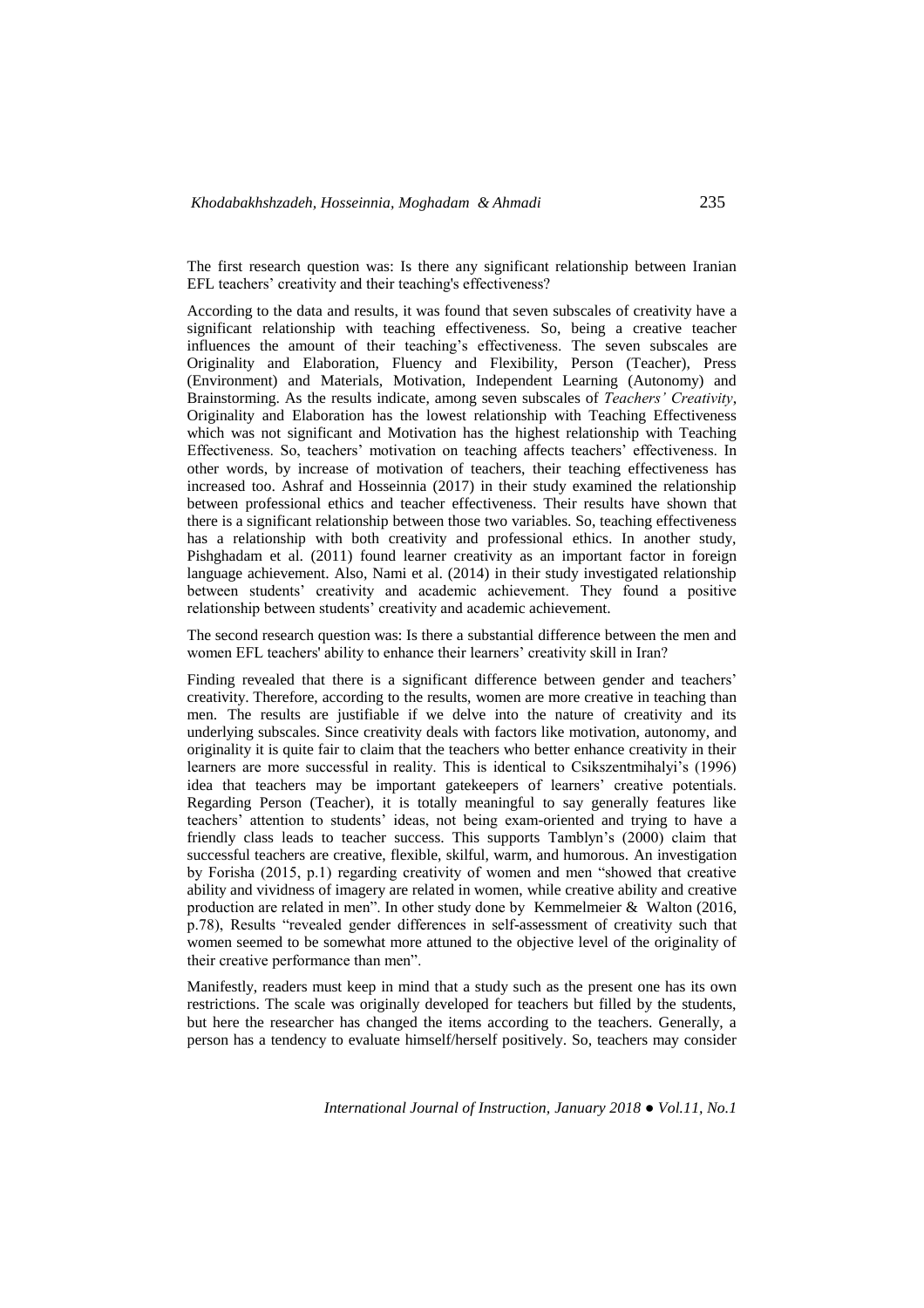The first research question was: Is there any significant relationship between Iranian EFL teachers' creativity and their teaching's effectiveness?

According to the data and results, it was found that seven subscales of creativity have a significant relationship with teaching effectiveness. So, being a creative teacher influences the amount of their teaching's effectiveness. The seven subscales are Originality and Elaboration, Fluency and Flexibility, Person (Teacher), Press (Environment) and Materials, Motivation, Independent Learning (Autonomy) and Brainstorming. As the results indicate, among seven subscales of *Teachers' Creativity*, Originality and Elaboration has the lowest relationship with Teaching Effectiveness which was not significant and Motivation has the highest relationship with Teaching Effectiveness. So, teachers' motivation on teaching affects teachers' effectiveness. In other words, by increase of motivation of teachers, their teaching effectiveness has increased too. Ashraf and Hosseinnia (2017) in their study examined the relationship between professional ethics and teacher effectiveness. Their results have shown that there is a significant relationship between those two variables. So, teaching effectiveness has a relationship with both creativity and professional ethics. In another study, Pishghadam et al. (2011) found learner creativity as an important factor in foreign language achievement. Also, Nami et al. (2014) in their study investigated relationship between students' creativity and academic achievement. They found a positive relationship between students' creativity and academic achievement.

The second research question was: Is there a substantial difference between the men and women EFL teachers' ability to enhance their learners' creativity skill in Iran?

Finding revealed that there is a significant difference between gender and teachers' creativity. Therefore, according to the results, women are more creative in teaching than men. The results are justifiable if we delve into the nature of creativity and its underlying subscales. Since creativity deals with factors like motivation, autonomy, and originality it is quite fair to claim that the teachers who better enhance creativity in their learners are more successful in reality. This is identical to Csikszentmihalyi's (1996) idea that teachers may be important gatekeepers of learners' creative potentials. Regarding Person (Teacher), it is totally meaningful to say generally features like teachers' attention to students' ideas, not being exam-oriented and trying to have a friendly class leads to teacher success. This supports Tamblyn's (2000) claim that successful teachers are creative, flexible, skilful, warm, and humorous. An investigation by Forisha (2015, p.1) regarding creativity of women and men "showed that creative ability and vividness of imagery are related in women, while creative ability and creative production are related in men". In other study done by Kemmelmeier & Walton (2016, p.78), Results "revealed gender differences in self-assessment of creativity such that women seemed to be somewhat more attuned to the objective level of the originality of their creative performance than men".

Manifestly, readers must keep in mind that a study such as the present one has its own restrictions. The scale was originally developed for teachers but filled by the students, but here the researcher has changed the items according to the teachers. Generally, a person has a tendency to evaluate himself/herself positively. So, teachers may consider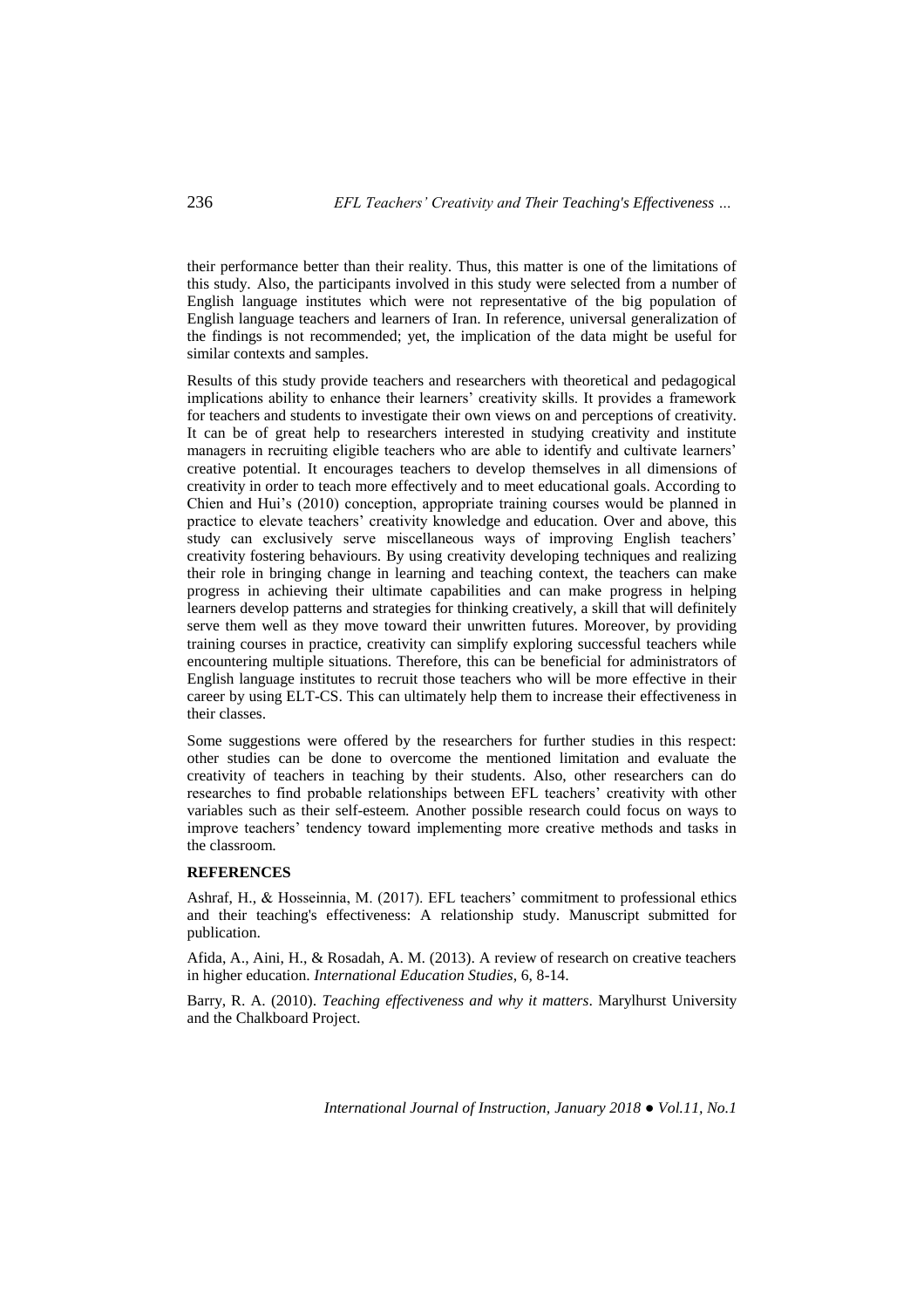their performance better than their reality. Thus, this matter is one of the limitations of this study. Also, the participants involved in this study were selected from a number of English language institutes which were not representative of the big population of English language teachers and learners of Iran. In reference, universal generalization of the findings is not recommended; yet, the implication of the data might be useful for similar contexts and samples.

Results of this study provide teachers and researchers with theoretical and pedagogical implications ability to enhance their learners' creativity skills. It provides a framework for teachers and students to investigate their own views on and perceptions of creativity. It can be of great help to researchers interested in studying creativity and institute managers in recruiting eligible teachers who are able to identify and cultivate learners' creative potential. It encourages teachers to develop themselves in all dimensions of creativity in order to teach more effectively and to meet educational goals. According to Chien and Hui's (2010) conception, appropriate training courses would be planned in practice to elevate teachers' creativity knowledge and education. Over and above, this study can exclusively serve miscellaneous ways of improving English teachers' creativity fostering behaviours. By using creativity developing techniques and realizing their role in bringing change in learning and teaching context, the teachers can make progress in achieving their ultimate capabilities and can make progress in helping learners develop patterns and strategies for thinking creatively, a skill that will definitely serve them well as they move toward their unwritten futures. Moreover, by providing training courses in practice, creativity can simplify exploring successful teachers while encountering multiple situations. Therefore, this can be beneficial for administrators of English language institutes to recruit those teachers who will be more effective in their career by using ELT-CS. This can ultimately help them to increase their effectiveness in their classes.

Some suggestions were offered by the researchers for further studies in this respect: other studies can be done to overcome the mentioned limitation and evaluate the creativity of teachers in teaching by their students. Also, other researchers can do researches to find probable relationships between EFL teachers' creativity with other variables such as their self-esteem. Another possible research could focus on ways to improve teachers' tendency toward implementing more creative methods and tasks in the classroom.

## REFERENCES

Ashraf, H., & Hosseinnia, M. (2017). EFL teachers' commitment to professional ethics and their teaching's effectiveness: A relationship study. Manuscript submitted for publication.

Afida, A., Aini, H., & Rosadah, A. M. (2013). A review of research on creative teachers in higher education. *International Education Studies*, 6, 8-14.

Barry, R. A. (2010). *Teaching effectiveness and why it matters*. Marylhurst University and the Chalkboard Project.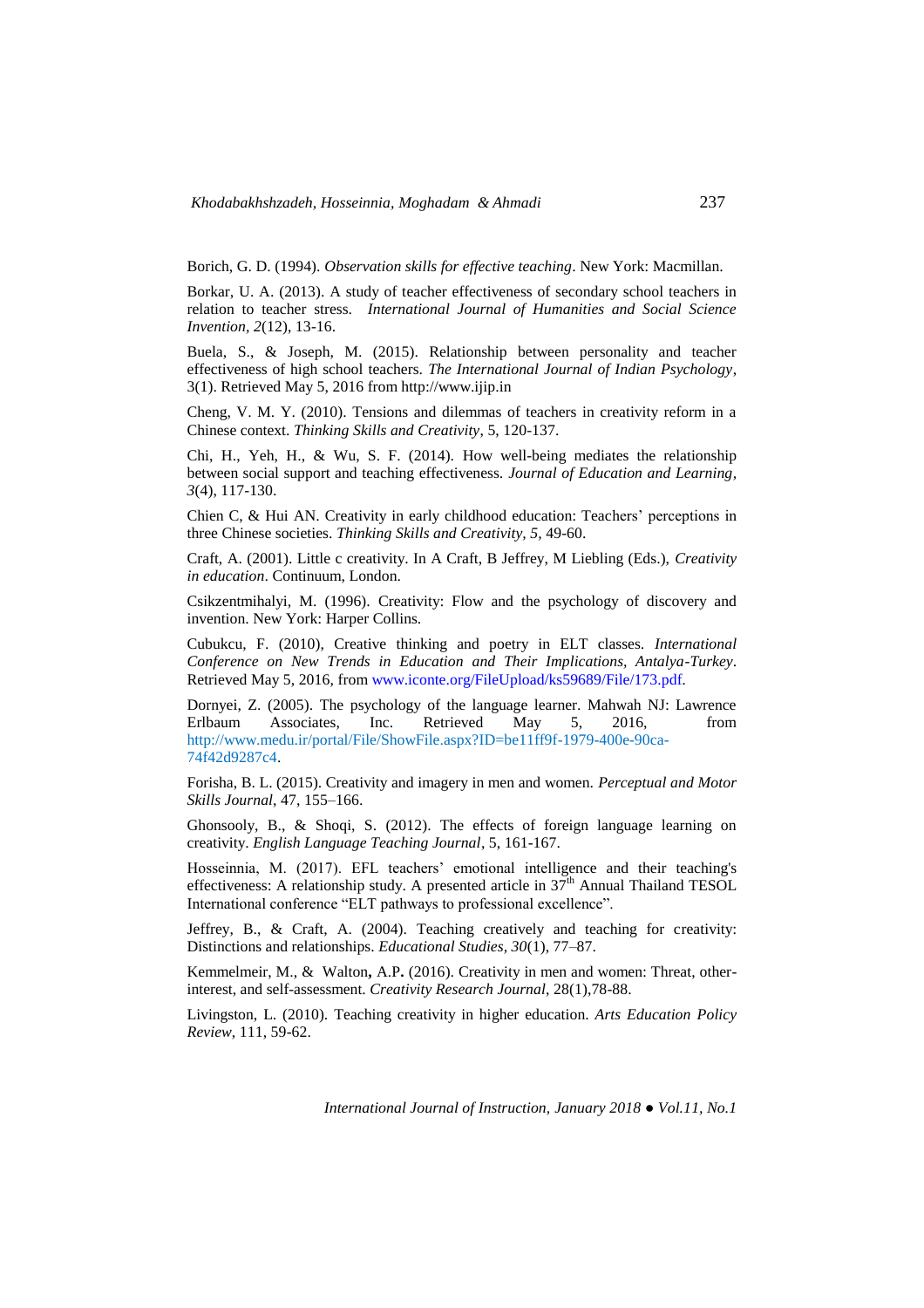Borich, G. D. (1994). *Observation skills for effective teaching*. New York: Macmillan.

Borkar, U. A. (2013). A study of teacher effectiveness of secondary school teachers in relation to teacher stress. *International Journal of Humanities and Social Science Invention*, *2*(12), 13-16.

Buela, S., & Joseph, M. (2015). Relationship between personality and teacher effectiveness of high school teachers. *The International Journal of Indian Psychology*, 3(1). Retrieved May 5, 2016 from http://www.ijip.in

Cheng, V. M. Y. (2010). Tensions and dilemmas of teachers in creativity reform in a Chinese context. *Thinking Skills and Creativity*, 5, 120-137.

Chi, H., Yeh, H., & Wu, S. F. (2014). How well-being mediates the relationship between social support and teaching effectiveness. *Journal of Education and Learning*, *3*(4), 117-130.

Chien C, & Hui AN. Creativity in early childhood education: Teachers' perceptions in three Chinese societies. *Thinking Skills and Creativity, 5,* 49-60.

Craft, A. (2001). Little c creativity. In A Craft, B Jeffrey, M Liebling (Eds.), *Creativity in education*. Continuum, London.

Csikzentmihalyi, M. (1996). Creativity: Flow and the psychology of discovery and invention. New York: Harper Collins.

Cubukcu, F. (2010), Creative thinking and poetry in ELT classes. *International Conference on New Trends in Education and Their Implications, Antalya-Turkey*. Retrieved May 5, 2016, from www.iconte.org/FileUpload/ks59689/File/173.pdf.

Dornyei, Z. (2005). The psychology of the language learner. Mahwah NJ: Lawrence Erlbaum Associates, Inc. Retrieved May 5, 2016, from http://www.medu.ir/portal/File/ShowFile.aspx?ID=be11ff9f-1979-400e-90ca-74f42d9287c4.

Forisha, B. L. (2015). Creativity and imagery in men and women. *Perceptual and Motor Skills Journal*, 47, 155–166.

Ghonsooly, B., & Shoqi, S. (2012). The effects of foreign language learning on creativity. *English Language Teaching Journal*, 5, 161-167.

Hosseinnia, M. (2017). EFL teachers' emotional intelligence and their teaching's effectiveness: A relationship study. A presented article in 37th Annual Thailand TESOL International conference "ELT pathways to professional excellence".

Jeffrey, B., & Craft, A. (2004). Teaching creatively and teaching for creativity: Distinctions and relationships. *Educational Studies*, *30*(1), 77–87.

Kemmelmeir, M., & Walton, A.P. (2016). Creativity in men and women: Threat, other-interest, and self-assessment. *Creativity Research Journal*, 28(1),78-88.

Livingston, L. (2010). Teaching creativity in higher education. *Arts Education Policy Review*, 111, 59-62.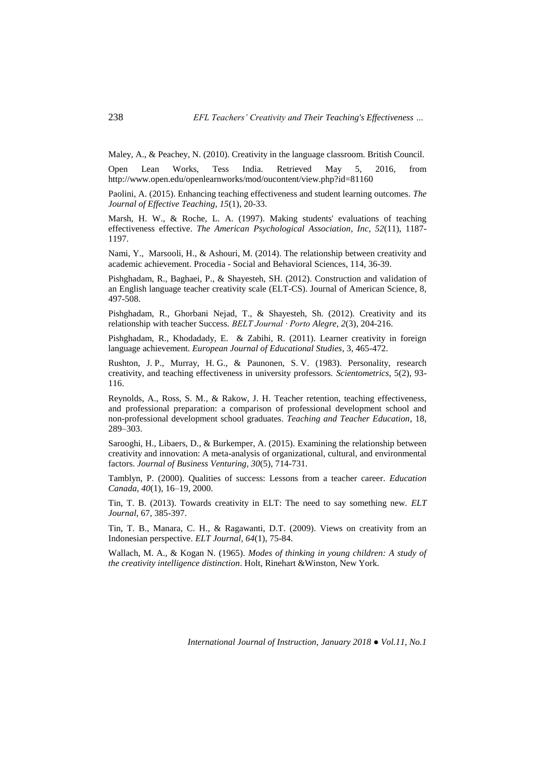Maley, A., & Peachey, N. (2010). Creativity in the language classroom. British Council.

Open Lean Works, Tess India. Retrieved May 5, 2016, from http://www.open.edu/openlearnworks/mod/oucontent/view.php?id=81160

Paolini, A. (2015). Enhancing teaching effectiveness and student learning outcomes. *The Journal of Effective Teaching, 15*(1), 20-33.

Marsh, H. W., & Roche, L. A. (1997). Making students' evaluations of teaching effectiveness effective. *The American Psychological Association, Inc, 52*(11), 1187-1197.

Nami, Y., Marsooli, H., & Ashouri, M. (2014). The relationship between creativity and academic achievement. Procedia - Social and Behavioral Sciences, 114, 36-39.

Pishghadam, R., Baghaei, P., & Shayesteh, SH. (2012). Construction and validation of an English language teacher creativity scale (ELT-CS). Journal of American Science, 8, 497-508.

Pishghadam, R., Ghorbani Nejad, T., & Shayesteh, Sh. (2012). Creativity and its relationship with teacher Success. *BELT Journal · Porto Alegre, 2*(3), 204-216.

Pishghadam, R., Khodadady, E. & Zabihi, R. (2011). Learner creativity in foreign language achievement. *European Journal of Educational Studies*, 3, 465-472.

Rushton, J. P., Murray, H. G., & Paunonen, S. V. (1983). Personality, research creativity, and teaching effectiveness in university professors. *Scientometrics*, 5(2), 93-116.

Reynolds, A., Ross, S. M., & Rakow, J. H. Teacher retention, teaching effectiveness, and professional preparation: a comparison of professional development school and non-professional development school graduates. *Teaching and Teacher Education*, 18, 289–303.

Sarooghi, H., Libaers, D., & Burkemper, A. (2015). Examining the relationship between creativity and innovation: A meta-analysis of organizational, cultural, and environmental factors. *Journal of Business Venturing, 30*(5), 714-731.

Tamblyn, P. (2000). Qualities of success: Lessons from a teacher career. *Education Canada, 40*(1), 16–19, 2000.

Tin, T. B. (2013). Towards creativity in ELT: The need to say something new. *ELT Journal*, 67, 385-397.

Tin, T. B., Manara, C. H., & Ragawanti, D.T. (2009). Views on creativity from an Indonesian perspective. *ELT Journal, 64*(1), 75-84.

Wallach, M. A., & Kogan N. (1965). *Modes of thinking in young children: A study of the creativity intelligence distinction*. Holt, Rinehart &Winston, New York.